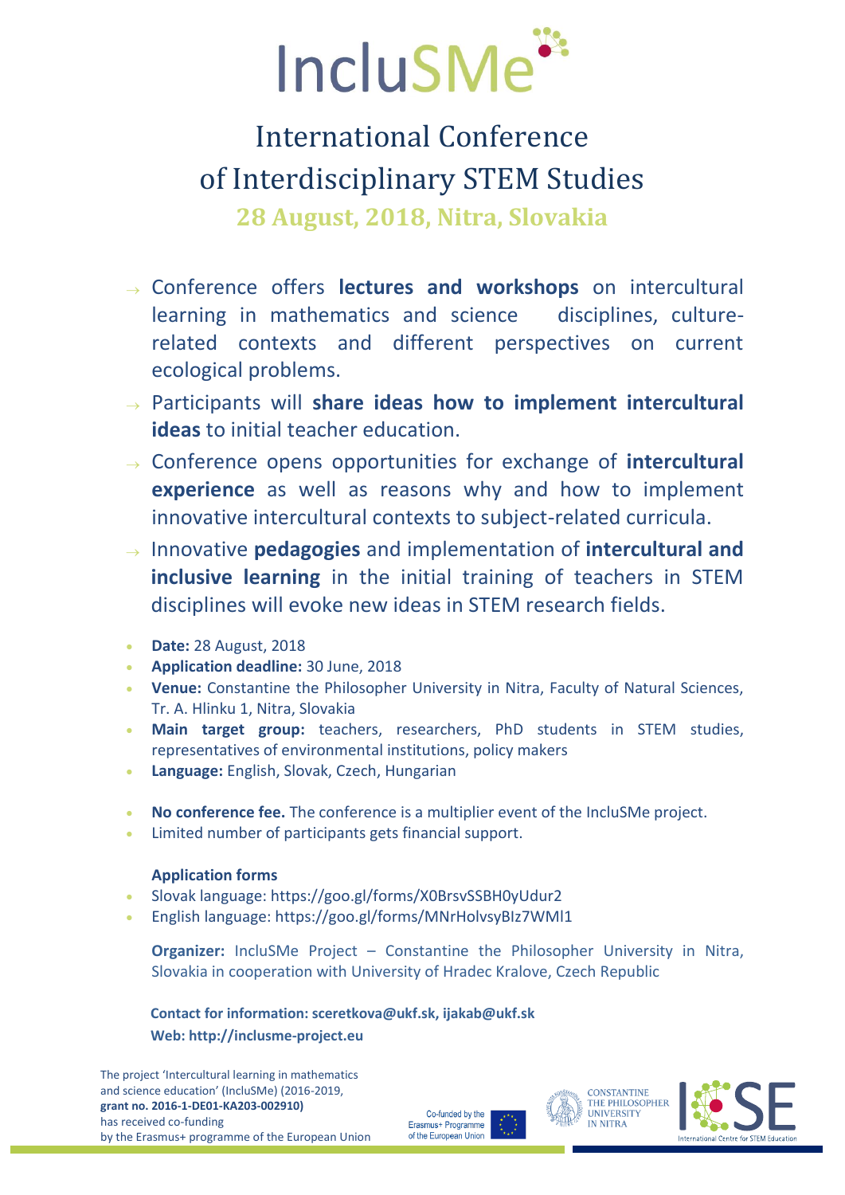# IncluSMe

## International Conference of Interdisciplinary STEM Studies

### 28 August, 2018, Nitra, Slovakia

- → Conference offers **lectures and workshops** on intercultural learning in mathematics and science disciplines, culture-related contexts and different perspectives on current ecological problems.
- → Participants will **share ideas how to implement intercultural ideas** to initial teacher education.
- → Conference opens opportunities for exchange of **intercultural experience** as well as reasons why and how to implement innovative intercultural contexts to subject-related curricula.
- → Innovative **pedagogies** and implementation of **intercultural and inclusive learning** in the initial training of teachers in STEM disciplines will evoke new ideas in STEM research fields.

- **Date:** 28 August, 2018
- **Application deadline:** 30 June, 2018
- **Venue:** Constantine the Philosopher University in Nitra, Faculty of Natural Sciences, Tr. A. Hlinku 1, Nitra, Slovakia
- **Main target group:** teachers, researchers, PhD students in STEM studies, representatives of environmental institutions, policy makers
- **Language:** English, Slovak, Czech, Hungarian

- **No conference fee.** The conference is a multiplier event of the IncluSMe project.
- Limited number of participants gets financial support.

**Application forms**

- Slovak language: https://goo.gl/forms/X0BrsvSSBH0yUdur2
- English language: https://goo.gl/forms/MNrHolvsyBIz7WMl1

**Organizer:** IncluSMe Project – Constantine the Philosopher University in Nitra, Slovakia in cooperation with University of Hradec Kralove, Czech Republic

**Contact for information: sceretkova@ukf.sk, ijakab@ukf.sk**
**Web: http://inclusme-project.eu**

The project 'Intercultural learning in mathematics and science education' (IncluSMe) (2016-2019, **grant no. 2016-1-DE01-KA203-002910)** has received co-funding by the Erasmus+ programme of the European Union

Co-funded by the Erasmus+ Programme of the European Union

CONSTANTINE THE PHILOSOPHER UNIVERSITY IN NITRA

ICSE International Centre for STEM Education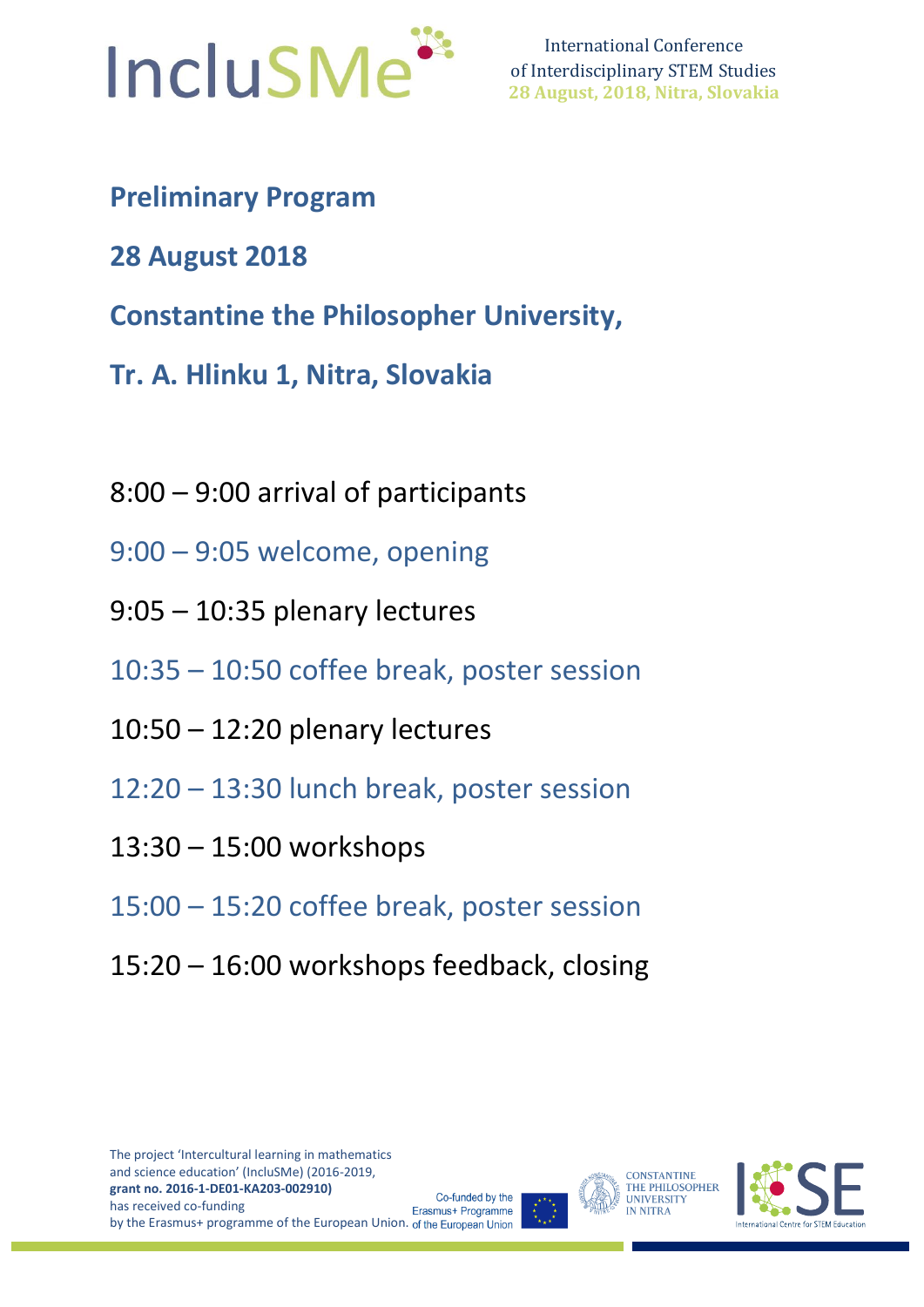# Preliminary Program

## 28 August 2018

## Constantine the Philosopher University,

## Tr. A. Hlinku 1, Nitra, Slovakia

8:00 – 9:00 arrival of participants

9:00 – 9:05 welcome, opening

9:05 – 10:35 plenary lectures

10:35 – 10:50 coffee break, poster session

10:50 – 12:20 plenary lectures

12:20 – 13:30 lunch break, poster session

13:30 – 15:00 workshops

15:00 – 15:20 coffee break, poster session

15:20 – 16:00 workshops feedback, closing

The project 'Intercultural learning in mathematics and science education' (IncluSMe) (2016-2019, **grant no. 2016-1-DE01-KA203-002910)** has received co-funding by the Erasmus+ programme of the European Union.

Co-funded by the Erasmus+ Programme of the European Union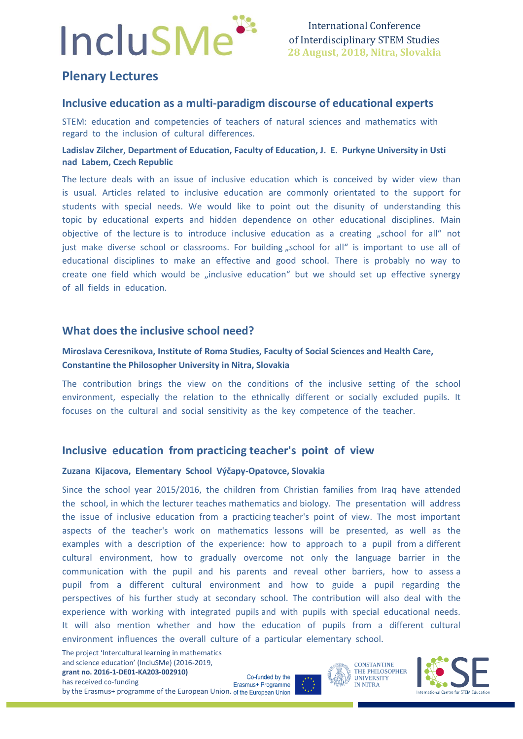## Plenary Lectures

### Inclusive education as a multi-paradigm discourse of educational experts

STEM: education and competencies of teachers of natural sciences and mathematics with regard to the inclusion of cultural differences.

**Ladislav Zilcher, Department of Education, Faculty of Education, J. E. Purkyne University in Usti nad Labem, Czech Republic**

The lecture deals with an issue of inclusive education which is conceived by wider view than is usual. Articles related to inclusive education are commonly orientated to the support for students with special needs. We would like to point out the disunity of understanding this topic by educational experts and hidden dependence on other educational disciplines. Main objective of the lecture is to introduce inclusive education as a creating „school for all“ not just make diverse school or classrooms. For building „school for all“ is important to use all of educational disciplines to make an effective and good school. There is probably no way to create one field which would be „inclusive education“ but we should set up effective synergy of all fields in education.

### What does the inclusive school need?

**Miroslava Ceresnikova, Institute of Roma Studies, Faculty of Social Sciences and Health Care, Constantine the Philosopher University in Nitra, Slovakia**

The contribution brings the view on the conditions of the inclusive setting of the school environment, especially the relation to the ethnically different or socially excluded pupils. It focuses on the cultural and social sensitivity as the key competence of the teacher.

### Inclusive education from practicing teacher's point of view

**Zuzana Kijacova, Elementary School Výčapy-Opatovce, Slovakia**

Since the school year 2015/2016, the children from Christian families from Iraq have attended the school, in which the lecturer teaches mathematics and biology. The presentation will address the issue of inclusive education from a practicing teacher's point of view. The most important aspects of the teacher's work on mathematics lessons will be presented, as well as the examples with a description of the experience: how to approach to a pupil from a different cultural environment, how to gradually overcome not only the language barrier in the communication with the pupil and his parents and reveal other barriers, how to assess a pupil from a different cultural environment and how to guide a pupil regarding the perspectives of his further study at secondary school. The contribution will also deal with the experience with working with integrated pupils and with pupils with special educational needs. It will also mention whether and how the education of pupils from a different cultural environment influences the overall culture of a particular elementary school.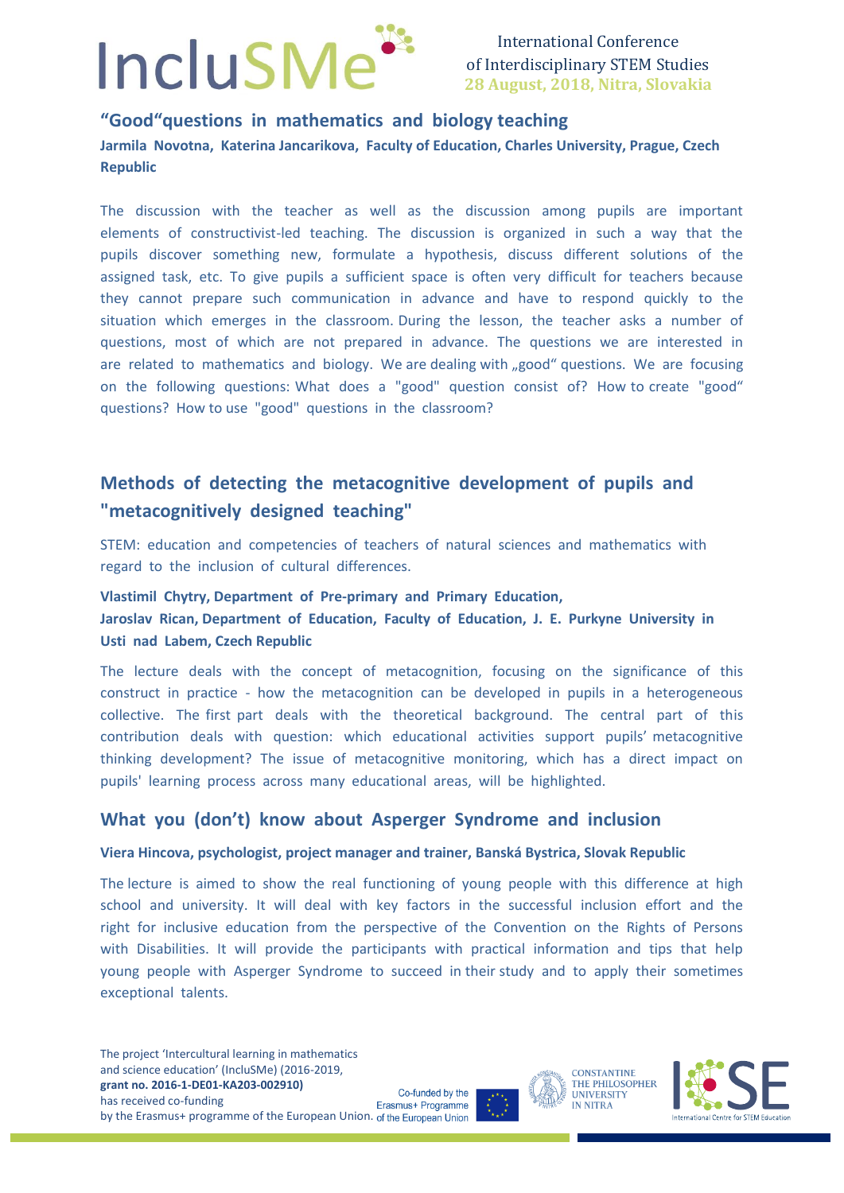## "Good"questions in mathematics and biology teaching

**Jarmila Novotna, Katerina Jancarikova, Faculty of Education, Charles University, Prague, Czech Republic**

The discussion with the teacher as well as the discussion among pupils are important elements of constructivist-led teaching. The discussion is organized in such a way that the pupils discover something new, formulate a hypothesis, discuss different solutions of the assigned task, etc. To give pupils a sufficient space is often very difficult for teachers because they cannot prepare such communication in advance and have to respond quickly to the situation which emerges in the classroom. During the lesson, the teacher asks a number of questions, most of which are not prepared in advance. The questions we are interested in are related to mathematics and biology. We are dealing with „good" questions. We are focusing on the following questions: What does a "good" question consist of? How to create "good" questions? How to use "good" questions in the classroom?

## Methods of detecting the metacognitive development of pupils and "metacognitively designed teaching"

STEM: education and competencies of teachers of natural sciences and mathematics with regard to the inclusion of cultural differences.

**Vlastimil Chytry, Department of Pre-primary and Primary Education,**
**Jaroslav Rican, Department of Education, Faculty of Education, J. E. Purkyne University in Usti nad Labem, Czech Republic**

The lecture deals with the concept of metacognition, focusing on the significance of this construct in practice - how the metacognition can be developed in pupils in a heterogeneous collective. The first part deals with the theoretical background. The central part of this contribution deals with question: which educational activities support pupils' metacognitive thinking development? The issue of metacognitive monitoring, which has a direct impact on pupils' learning process across many educational areas, will be highlighted.

## What you (don't) know about Asperger Syndrome and inclusion

**Viera Hincova, psychologist, project manager and trainer, Banská Bystrica, Slovak Republic**

The lecture is aimed to show the real functioning of young people with this difference at high school and university. It will deal with key factors in the successful inclusion effort and the right for inclusive education from the perspective of the Convention on the Rights of Persons with Disabilities. It will provide the participants with practical information and tips that help young people with Asperger Syndrome to succeed in their study and to apply their sometimes exceptional talents.

The project 'Intercultural learning in mathematics and science education' (IncluSMe) (2016-2019, **grant no. 2016-1-DE01-KA203-002910)** has received co-funding by the Erasmus+ programme of the European Union.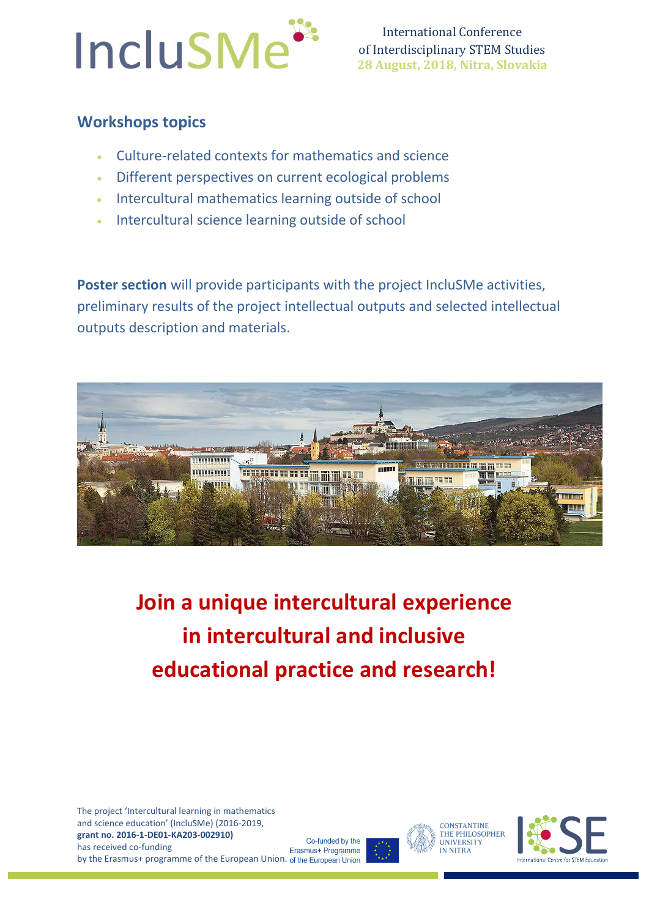IncluSMe

International Conference
of Interdisciplinary STEM Studies
**28 August, 2018, Nitra, Slovakia**

## Workshops topics

- Culture-related contexts for mathematics and science
- Different perspectives on current ecological problems
- Intercultural mathematics learning outside of school
- Intercultural science learning outside of school

**Poster section** will provide participants with the project IncluSMe activities, preliminary results of the project intellectual outputs and selected intellectual outputs description and materials.

## Join a unique intercultural experience in intercultural and inclusive educational practice and research!

The project 'Intercultural learning in mathematics and science education' (IncluSMe) (2016-2019, **grant no. 2016-1-DE01-KA203-002910)** has received co-funding by the Erasmus+ programme of the European Union.

Co-funded by the Erasmus+ Programme of the European Union

CONSTANTINE THE PHILOSOPHER UNIVERSITY IN NITRA

ICSE International Centre for STEM Education